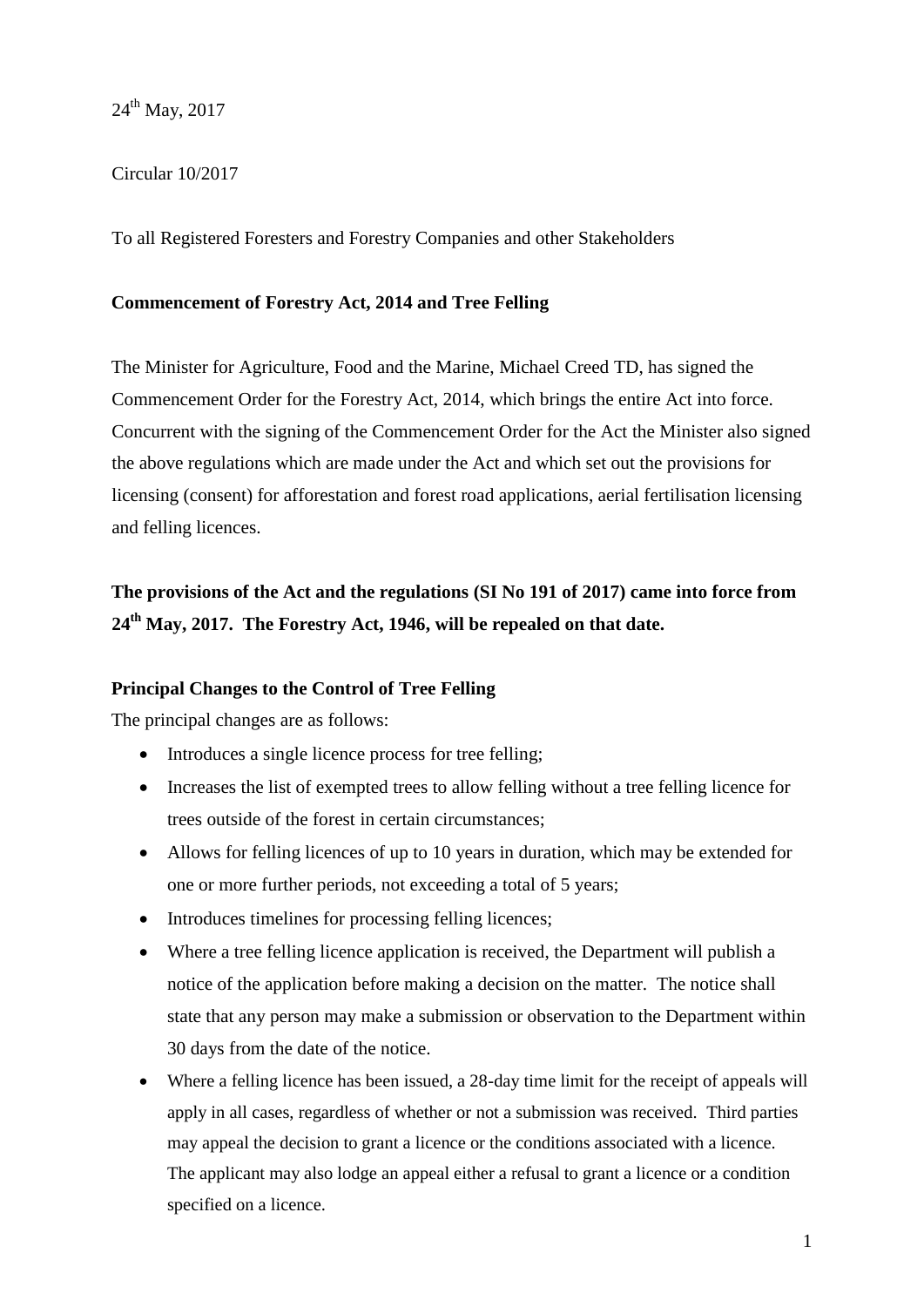24th May, 2017

Circular 10/2017

To all Registered Foresters and Forestry Companies and other Stakeholders

**Commencement of Forestry Act, 2014 and Tree Felling**

The Minister for Agriculture, Food and the Marine, Michael Creed TD, has signed the Commencement Order for the Forestry Act, 2014, which brings the entire Act into force. Concurrent with the signing of the Commencement Order for the Act the Minister also signed the above regulations which are made under the Act and which set out the provisions for licensing (consent) for afforestation and forest road applications, aerial fertilisation licensing and felling licences.

**The provisions of the Act and the regulations (SI No 191 of 2017) came into force from 24th May, 2017. The Forestry Act, 1946, will be repealed on that date.**

**Principal Changes to the Control of Tree Felling**

The principal changes are as follows:

- Introduces a single licence process for tree felling;
- Increases the list of exempted trees to allow felling without a tree felling licence for trees outside of the forest in certain circumstances;
- Allows for felling licences of up to 10 years in duration, which may be extended for one or more further periods, not exceeding a total of 5 years;
- Introduces timelines for processing felling licences;
- Where a tree felling licence application is received, the Department will publish a notice of the application before making a decision on the matter. The notice shall state that any person may make a submission or observation to the Department within 30 days from the date of the notice.
- Where a felling licence has been issued, a 28-day time limit for the receipt of appeals will apply in all cases, regardless of whether or not a submission was received. Third parties may appeal the decision to grant a licence or the conditions associated with a licence. The applicant may also lodge an appeal either a refusal to grant a licence or a condition specified on a licence.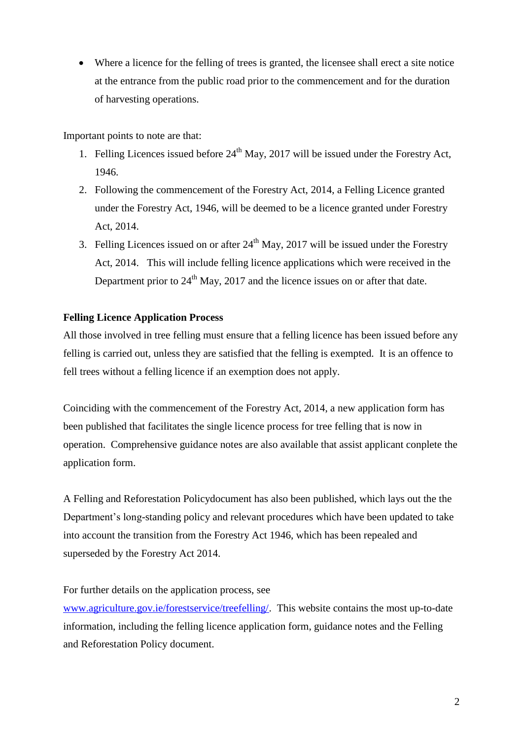- Where a licence for the felling of trees is granted, the licensee shall erect a site notice at the entrance from the public road prior to the commencement and for the duration of harvesting operations.

Important points to note are that:

1. Felling Licences issued before 24th May, 2017 will be issued under the Forestry Act, 1946.
2. Following the commencement of the Forestry Act, 2014, a Felling Licence granted under the Forestry Act, 1946, will be deemed to be a licence granted under Forestry Act, 2014.
3. Felling Licences issued on or after 24th May, 2017 will be issued under the Forestry Act, 2014. This will include felling licence applications which were received in the Department prior to 24th May, 2017 and the licence issues on or after that date.

**Felling Licence Application Process**

All those involved in tree felling must ensure that a felling licence has been issued before any felling is carried out, unless they are satisfied that the felling is exempted. It is an offence to fell trees without a felling licence if an exemption does not apply.

Coinciding with the commencement of the Forestry Act, 2014, a new application form has been published that facilitates the single licence process for tree felling that is now in operation. Comprehensive guidance notes are also available that assist applicant conplete the application form.

A Felling and Reforestation Policydocument has also been published, which lays out the the Department's long-standing policy and relevant procedures which have been updated to take into account the transition from the Forestry Act 1946, which has been repealed and superseded by the Forestry Act 2014.

For further details on the application process, see [www.agriculture.gov.ie/forestservice/treefelling/](www.agriculture.gov.ie/forestservice/treefelling/). This website contains the most up-to-date information, including the felling licence application form, guidance notes and the Felling and Reforestation Policy document.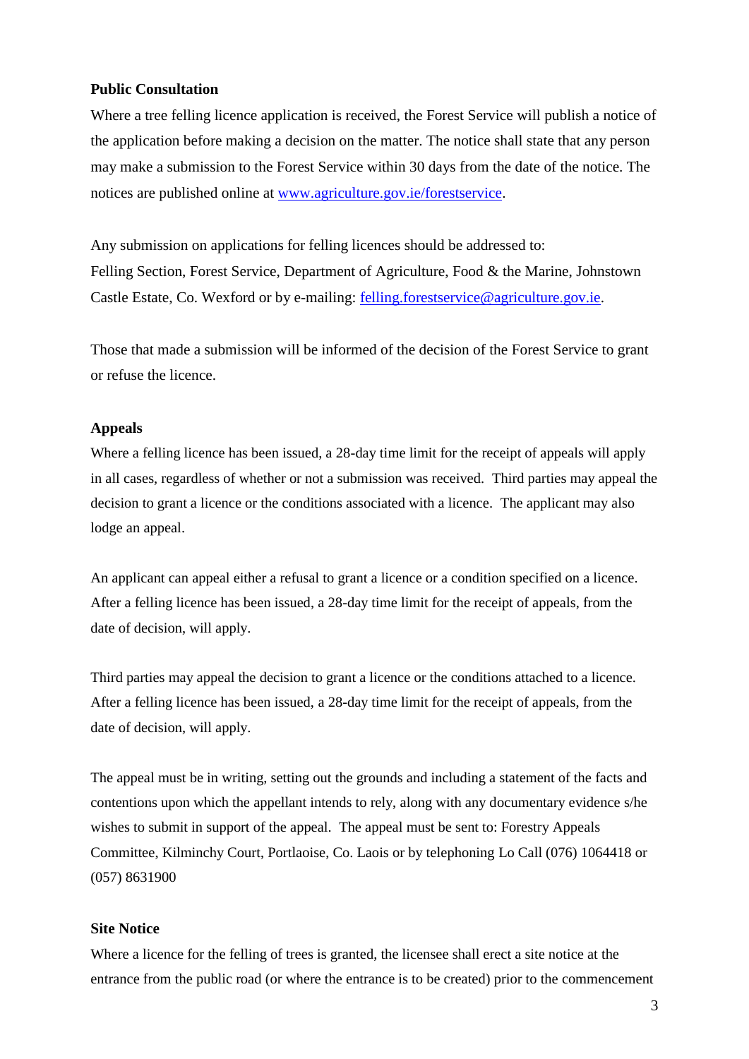**Public Consultation**

Where a tree felling licence application is received, the Forest Service will publish a notice of the application before making a decision on the matter. The notice shall state that any person may make a submission to the Forest Service within 30 days from the date of the notice. The notices are published online at [www.agriculture.gov.ie/forestservice](www.agriculture.gov.ie/forestservice).

Any submission on applications for felling licences should be addressed to:
Felling Section, Forest Service, Department of Agriculture, Food & the Marine, Johnstown Castle Estate, Co. Wexford or by e-mailing: [felling.forestservice@agriculture.gov.ie](mailto:felling.forestservice@agriculture.gov.ie).

Those that made a submission will be informed of the decision of the Forest Service to grant or refuse the licence.

**Appeals**

Where a felling licence has been issued, a 28-day time limit for the receipt of appeals will apply in all cases, regardless of whether or not a submission was received. Third parties may appeal the decision to grant a licence or the conditions associated with a licence. The applicant may also lodge an appeal.

An applicant can appeal either a refusal to grant a licence or a condition specified on a licence. After a felling licence has been issued, a 28-day time limit for the receipt of appeals, from the date of decision, will apply.

Third parties may appeal the decision to grant a licence or the conditions attached to a licence. After a felling licence has been issued, a 28-day time limit for the receipt of appeals, from the date of decision, will apply.

The appeal must be in writing, setting out the grounds and including a statement of the facts and contentions upon which the appellant intends to rely, along with any documentary evidence s/he wishes to submit in support of the appeal. The appeal must be sent to: Forestry Appeals Committee, Kilminchy Court, Portlaoise, Co. Laois or by telephoning Lo Call (076) 1064418 or (057) 8631900

**Site Notice**

Where a licence for the felling of trees is granted, the licensee shall erect a site notice at the entrance from the public road (or where the entrance is to be created) prior to the commencement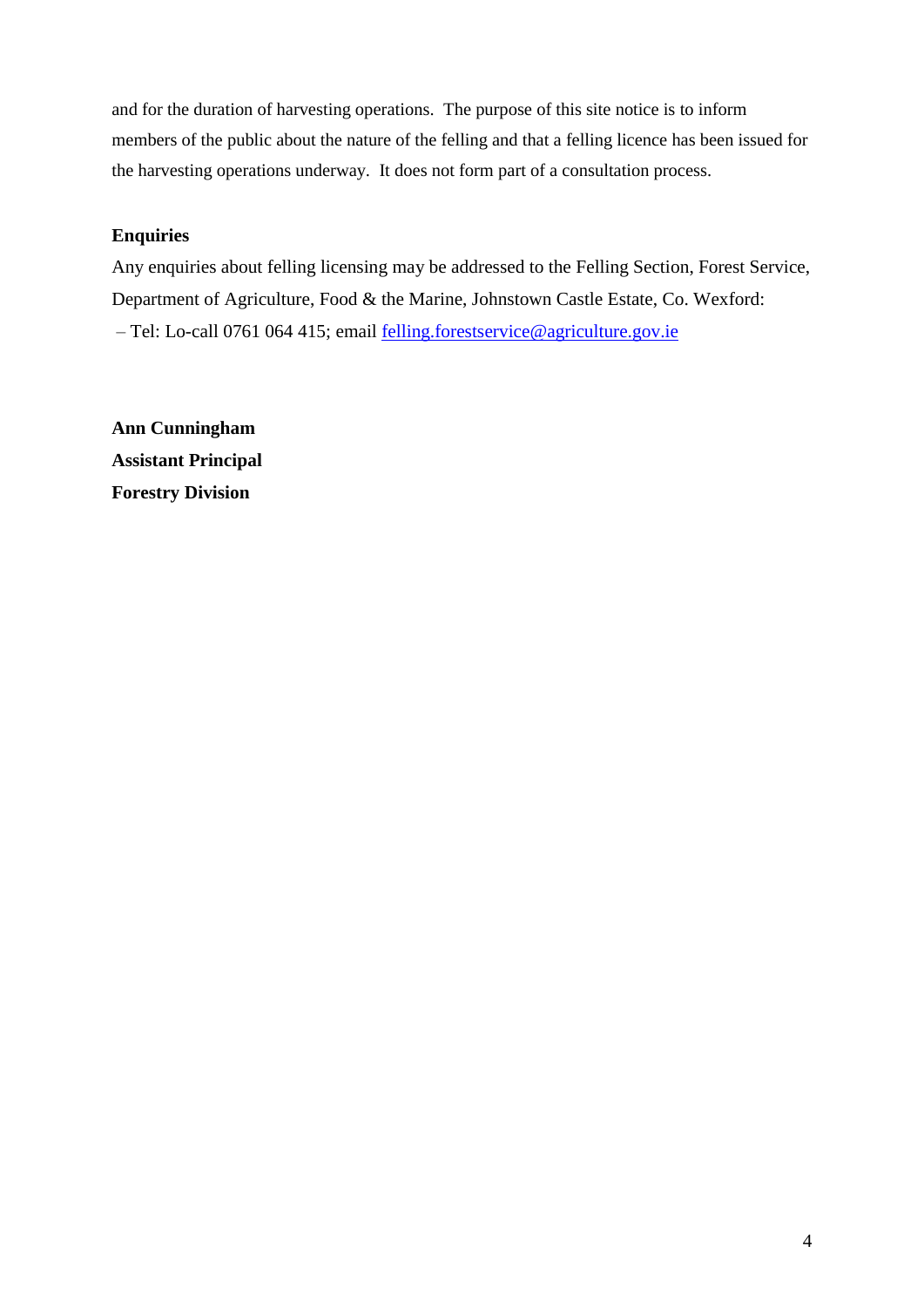and for the duration of harvesting operations. The purpose of this site notice is to inform members of the public about the nature of the felling and that a felling licence has been issued for the harvesting operations underway. It does not form part of a consultation process.

**Enquiries**

Any enquiries about felling licensing may be addressed to the Felling Section, Forest Service, Department of Agriculture, Food & the Marine, Johnstown Castle Estate, Co. Wexford:
– Tel: Lo-call 0761 064 415; email felling.forestservice@agriculture.gov.ie

**Ann Cunningham**
**Assistant Principal**
**Forestry Division**